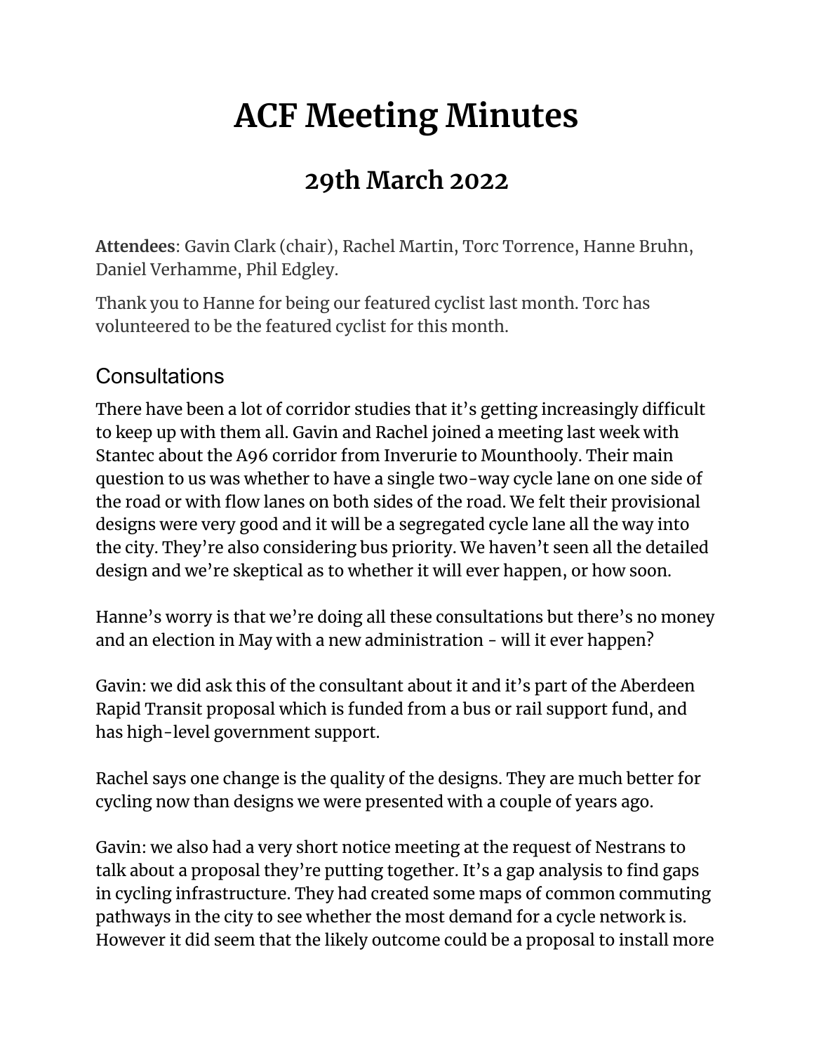# ACF Meeting Minutes

## 29th March 2022

**Attendees**: Gavin Clark (chair), Rachel Martin, Torc Torrence, Hanne Bruhn, Daniel Verhamme, Phil Edgley.

Thank you to Hanne for being our featured cyclist last month. Torc has volunteered to be the featured cyclist for this month.

### Consultations

There have been a lot of corridor studies that it's getting increasingly difficult to keep up with them all. Gavin and Rachel joined a meeting last week with Stantec about the A96 corridor from Inverurie to Mounthooly. Their main question to us was whether to have a single two-way cycle lane on one side of the road or with flow lanes on both sides of the road. We felt their provisional designs were very good and it will be a segregated cycle lane all the way into the city. They're also considering bus priority. We haven't seen all the detailed design and we're skeptical as to whether it will ever happen, or how soon.

Hanne's worry is that we're doing all these consultations but there's no money and an election in May with a new administration - will it ever happen?

Gavin: we did ask this of the consultant about it and it's part of the Aberdeen Rapid Transit proposal which is funded from a bus or rail support fund, and has high-level government support.

Rachel says one change is the quality of the designs. They are much better for cycling now than designs we were presented with a couple of years ago.

Gavin: we also had a very short notice meeting at the request of Nestrans to talk about a proposal they're putting together. It's a gap analysis to find gaps in cycling infrastructure. They had created some maps of common commuting pathways in the city to see whether the most demand for a cycle network is. However it did seem that the likely outcome could be a proposal to install more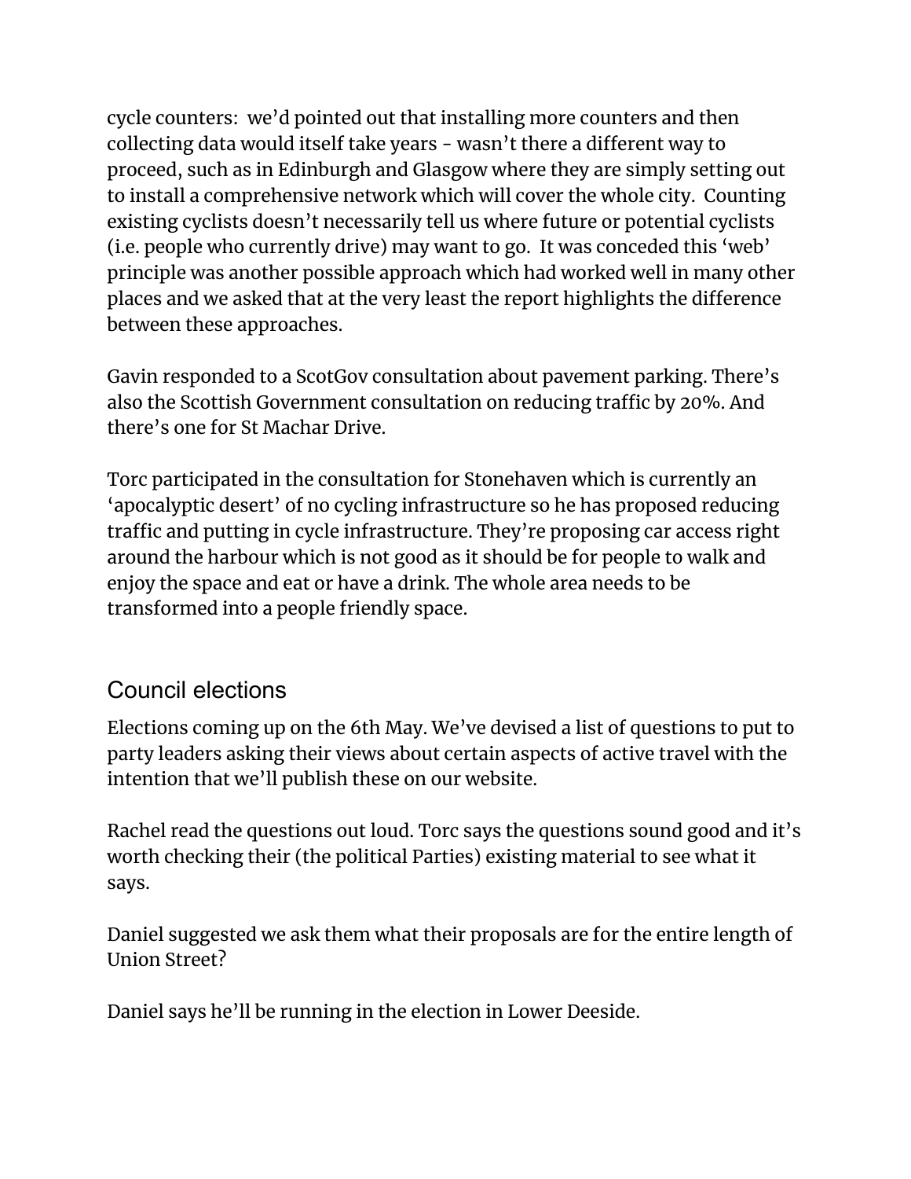cycle counters:  we'd pointed out that installing more counters and then collecting data would itself take years - wasn't there a different way to proceed, such as in Edinburgh and Glasgow where they are simply setting out to install a comprehensive network which will cover the whole city.  Counting existing cyclists doesn't necessarily tell us where future or potential cyclists (i.e. people who currently drive) may want to go.  It was conceded this 'web' principle was another possible approach which had worked well in many other places and we asked that at the very least the report highlights the difference between these approaches.

Gavin responded to a ScotGov consultation about pavement parking. There's also the Scottish Government consultation on reducing traffic by 20%. And there's one for St Machar Drive.

Torc participated in the consultation for Stonehaven which is currently an 'apocalyptic desert' of no cycling infrastructure so he has proposed reducing traffic and putting in cycle infrastructure. They're proposing car access right around the harbour which is not good as it should be for people to walk and enjoy the space and eat or have a drink. The whole area needs to be transformed into a people friendly space.

## Council elections

Elections coming up on the 6th May. We've devised a list of questions to put to party leaders asking their views about certain aspects of active travel with the intention that we'll publish these on our website.

Rachel read the questions out loud. Torc says the questions sound good and it's worth checking their (the political Parties) existing material to see what it says.

Daniel suggested we ask them what their proposals are for the entire length of Union Street?

Daniel says he'll be running in the election in Lower Deeside.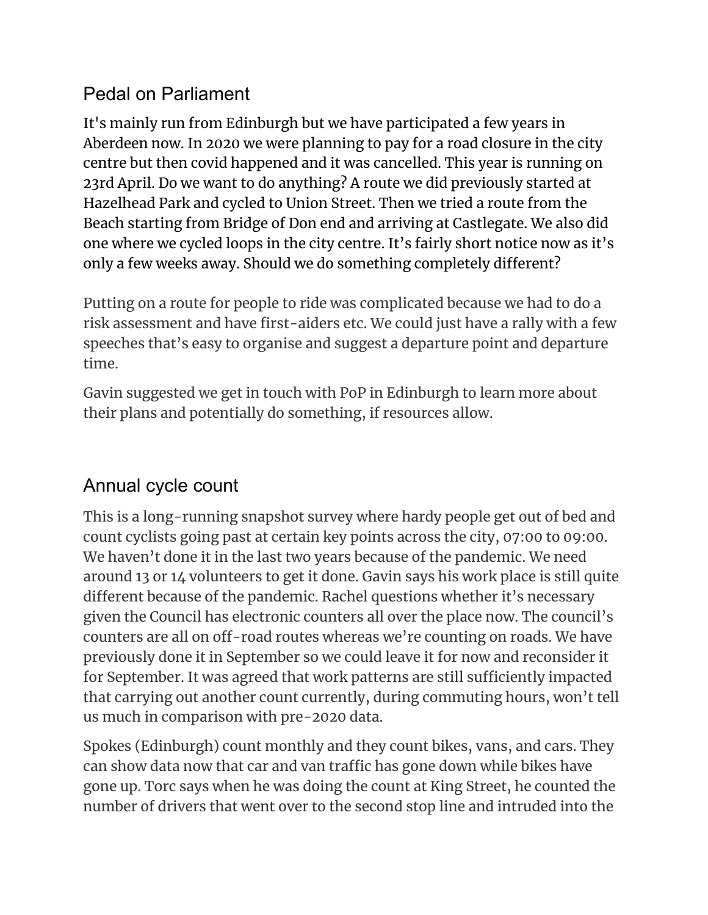## Pedal on Parliament

It's mainly run from Edinburgh but we have participated a few years in Aberdeen now. In 2020 we were planning to pay for a road closure in the city centre but then covid happened and it was cancelled. This year is running on 23rd April. Do we want to do anything? A route we did previously started at Hazelhead Park and cycled to Union Street. Then we tried a route from the Beach starting from Bridge of Don end and arriving at Castlegate. We also did one where we cycled loops in the city centre. It's fairly short notice now as it's only a few weeks away. Should we do something completely different?

Putting on a route for people to ride was complicated because we had to do a risk assessment and have first-aiders etc. We could just have a rally with a few speeches that's easy to organise and suggest a departure point and departure time.

Gavin suggested we get in touch with PoP in Edinburgh to learn more about their plans and potentially do something, if resources allow.

## Annual cycle count

This is a long-running snapshot survey where hardy people get out of bed and count cyclists going past at certain key points across the city, 07:00 to 09:00. We haven't done it in the last two years because of the pandemic. We need around 13 or 14 volunteers to get it done. Gavin says his work place is still quite different because of the pandemic. Rachel questions whether it's necessary given the Council has electronic counters all over the place now. The council's counters are all on off-road routes whereas we're counting on roads. We have previously done it in September so we could leave it for now and reconsider it for September. It was agreed that work patterns are still sufficiently impacted that carrying out another count currently, during commuting hours, won't tell us much in comparison with pre-2020 data.

Spokes (Edinburgh) count monthly and they count bikes, vans, and cars. They can show data now that car and van traffic has gone down while bikes have gone up. Torc says when he was doing the count at King Street, he counted the number of drivers that went over to the second stop line and intruded into the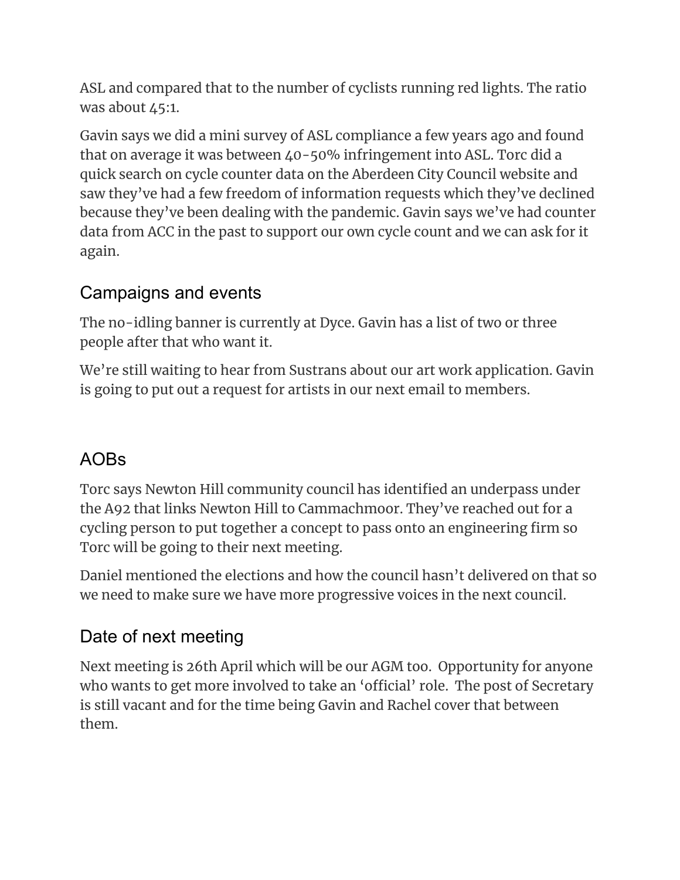ASL and compared that to the number of cyclists running red lights. The ratio was about 45:1.

Gavin says we did a mini survey of ASL compliance a few years ago and found that on average it was between 40-50% infringement into ASL. Torc did a quick search on cycle counter data on the Aberdeen City Council website and saw they've had a few freedom of information requests which they've declined because they've been dealing with the pandemic. Gavin says we've had counter data from ACC in the past to support our own cycle count and we can ask for it again.

## Campaigns and events

The no-idling banner is currently at Dyce. Gavin has a list of two or three people after that who want it.

We're still waiting to hear from Sustrans about our art work application. Gavin is going to put out a request for artists in our next email to members.

## AOBs

Torc says Newton Hill community council has identified an underpass under the A92 that links Newton Hill to Cammachmoor. They've reached out for a cycling person to put together a concept to pass onto an engineering firm so Torc will be going to their next meeting.

Daniel mentioned the elections and how the council hasn't delivered on that so we need to make sure we have more progressive voices in the next council.

## Date of next meeting

Next meeting is 26th April which will be our AGM too. Opportunity for anyone who wants to get more involved to take an 'official' role. The post of Secretary is still vacant and for the time being Gavin and Rachel cover that between them.